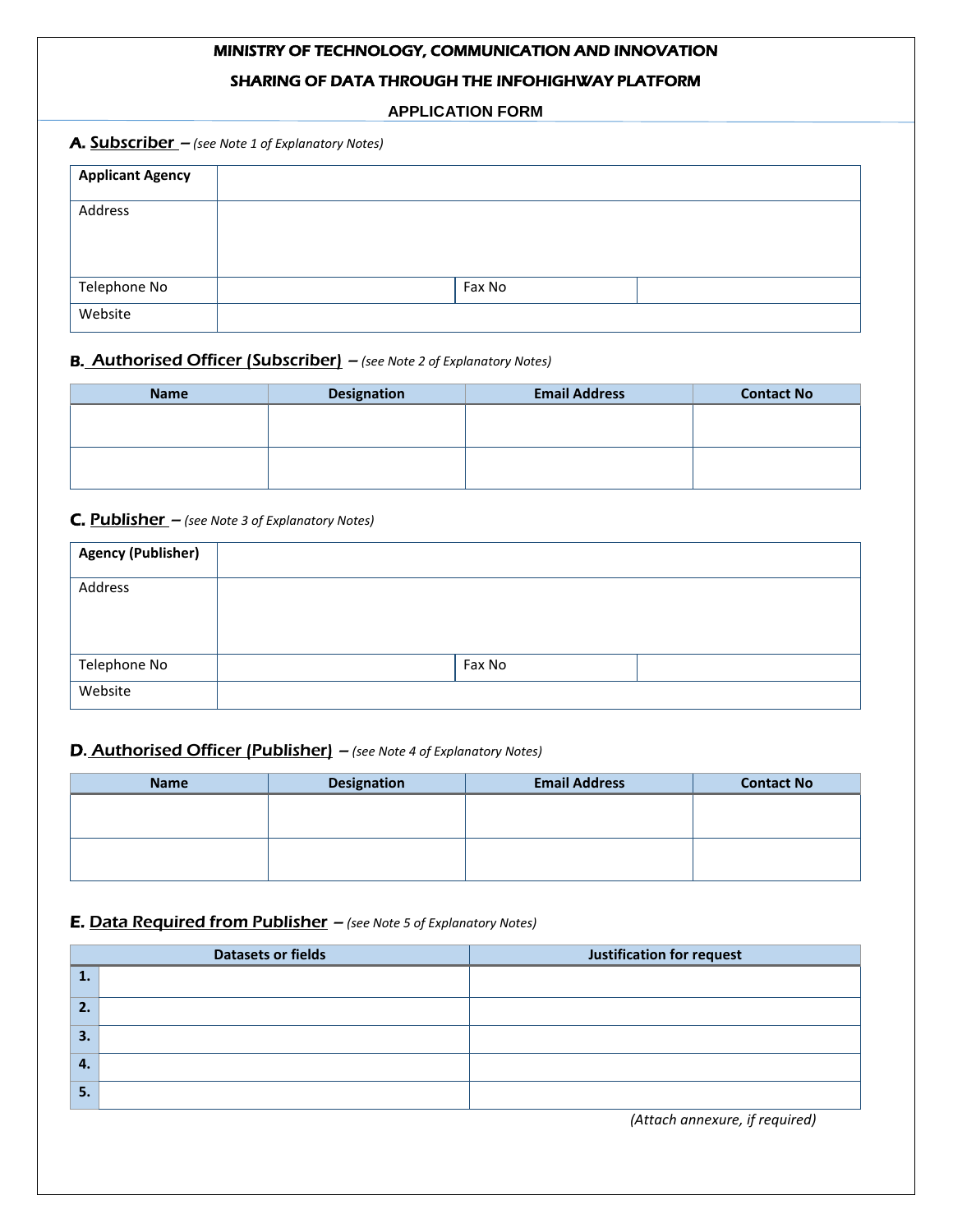# MINISTRY OF TECHNOLOGY, COMMUNICATION AND INNOVATION

## SHARING OF DATA THROUGH THE INFOHIGHWAY PLATFORM

### APPLICATION FORM

**A. Subscriber** – *(see Note 1 of Explanatory Notes)*

| **Applicant Agency** | | | |
|---|---|---|---|
| Address | | | |
| Telephone No | | Fax No | |
| Website | | | |

**B. Authorised Officer (Subscriber)** – *(see Note 2 of Explanatory Notes)*

| Name | Designation | Email Address | Contact No |
|---|---|---|---|
| | | | |
| | | | |

**C. Publisher** – *(see Note 3 of Explanatory Notes)*

| **Agency (Publisher)** | | | |
|---|---|---|---|
| Address | | | |
| Telephone No | | Fax No | |
| Website | | | |

**D. Authorised Officer (Publisher)** – *(see Note 4 of Explanatory Notes)*

| Name | Designation | Email Address | Contact No |
|---|---|---|---|
| | | | |
| | | | |

**E. Data Required from Publisher** – *(see Note 5 of Explanatory Notes)*

| | Datasets or fields | Justification for request |
|---|---|---|
| **1.** | | |
| **2.** | | |
| **3.** | | |
| **4.** | | |
| **5.** | | |

*(Attach annexure, if required)*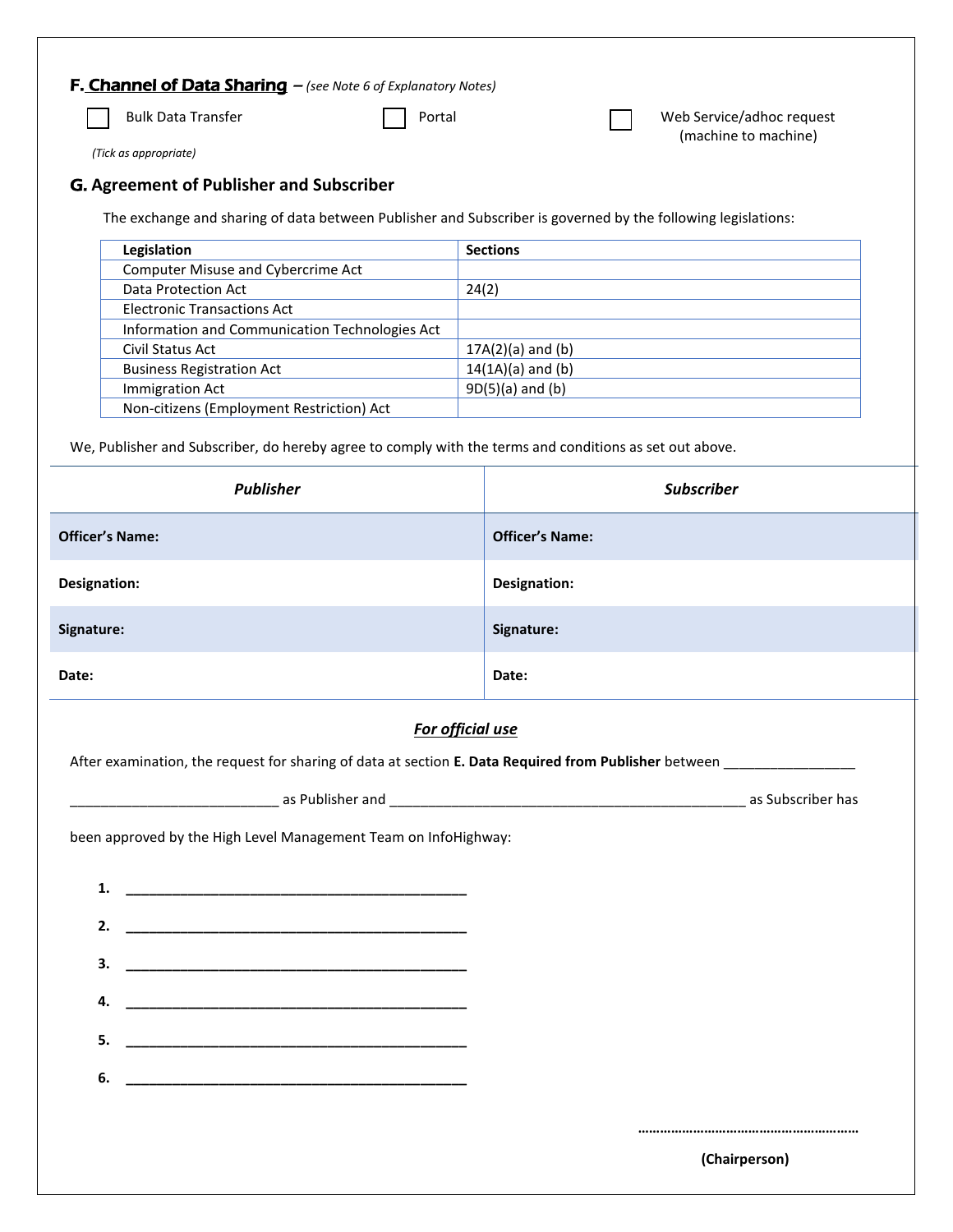## F. Channel of Data Sharing – *(see Note 6 of Explanatory Notes)*

☐ Bulk Data Transfer ☐ Portal ☐ Web Service/adhoc request (machine to machine)

*(Tick as appropriate)*

## G. Agreement of Publisher and Subscriber

The exchange and sharing of data between Publisher and Subscriber is governed by the following legislations:

| Legislation | Sections |
|---|---|
| Computer Misuse and Cybercrime Act | |
| Data Protection Act | 24(2) |
| Electronic Transactions Act | |
| Information and Communication Technologies Act | |
| Civil Status Act | 17A(2)(a) and (b) |
| Business Registration Act | 14(1A)(a) and (b) |
| Immigration Act | 9D(5)(a) and (b) |
| Non-citizens (Employment Restriction) Act | |

We, Publisher and Subscriber, do hereby agree to comply with the terms and conditions as set out above.

| *Publisher* | *Subscriber* |
|---|---|
| **Officer's Name:** | **Officer's Name:** |
| **Designation:** | **Designation:** |
| **Signature:** | **Signature:** |
| **Date:** | **Date:** |

***For official use***

After examination, the request for sharing of data at section **E. Data Required from Publisher** between _________________ ___________________________ as Publisher and _______________________________________________ as Subscriber has been approved by the High Level Management Team on InfoHighway:

1. ____________________________________________
2. ____________________________________________
3. ____________________________________________
4. ____________________________________________
5. ____________________________________________
6. ____________________________________________

…………………………………………………

**(Chairperson)**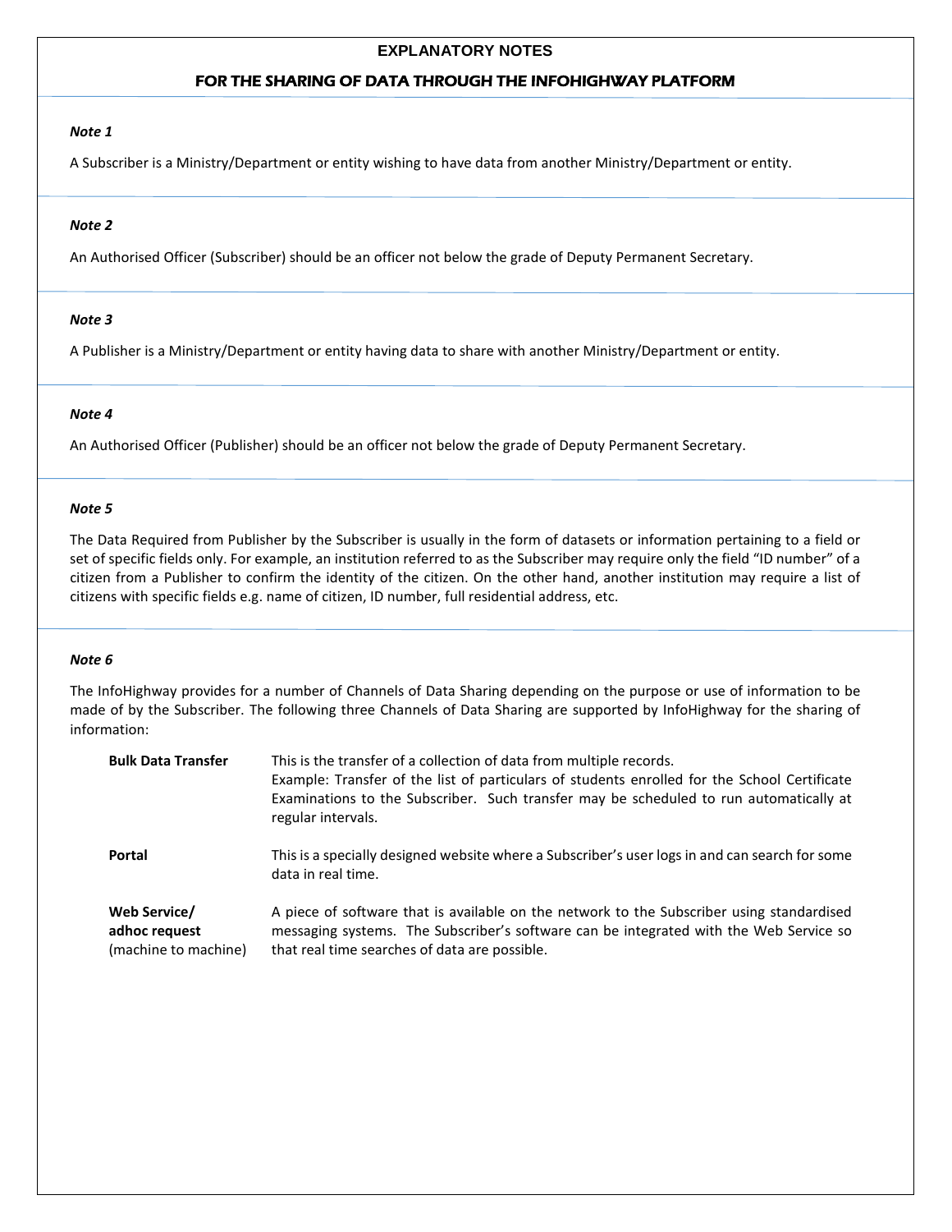## EXPLANATORY NOTES

### FOR THE SHARING OF DATA THROUGH THE INFOHIGHWAY PLATFORM

***Note 1***

A Subscriber is a Ministry/Department or entity wishing to have data from another Ministry/Department or entity.

***Note 2***

An Authorised Officer (Subscriber) should be an officer not below the grade of Deputy Permanent Secretary.

***Note 3***

A Publisher is a Ministry/Department or entity having data to share with another Ministry/Department or entity.

***Note 4***

An Authorised Officer (Publisher) should be an officer not below the grade of Deputy Permanent Secretary.

***Note 5***

The Data Required from Publisher by the Subscriber is usually in the form of datasets or information pertaining to a field or set of specific fields only. For example, an institution referred to as the Subscriber may require only the field "ID number" of a citizen from a Publisher to confirm the identity of the citizen. On the other hand, another institution may require a list of citizens with specific fields e.g. name of citizen, ID number, full residential address, etc.

***Note 6***

The InfoHighway provides for a number of Channels of Data Sharing depending on the purpose or use of information to be made of by the Subscriber. The following three Channels of Data Sharing are supported by InfoHighway for the sharing of information:

| | |
|---|---|
| **Bulk Data Transfer** | This is the transfer of a collection of data from multiple records.<br>Example: Transfer of the list of particulars of students enrolled for the School Certificate Examinations to the Subscriber. Such transfer may be scheduled to run automatically at regular intervals. |
| **Portal** | This is a specially designed website where a Subscriber's user logs in and can search for some data in real time. |
| **Web Service/ adhoc request** (machine to machine) | A piece of software that is available on the network to the Subscriber using standardised messaging systems. The Subscriber's software can be integrated with the Web Service so that real time searches of data are possible. |